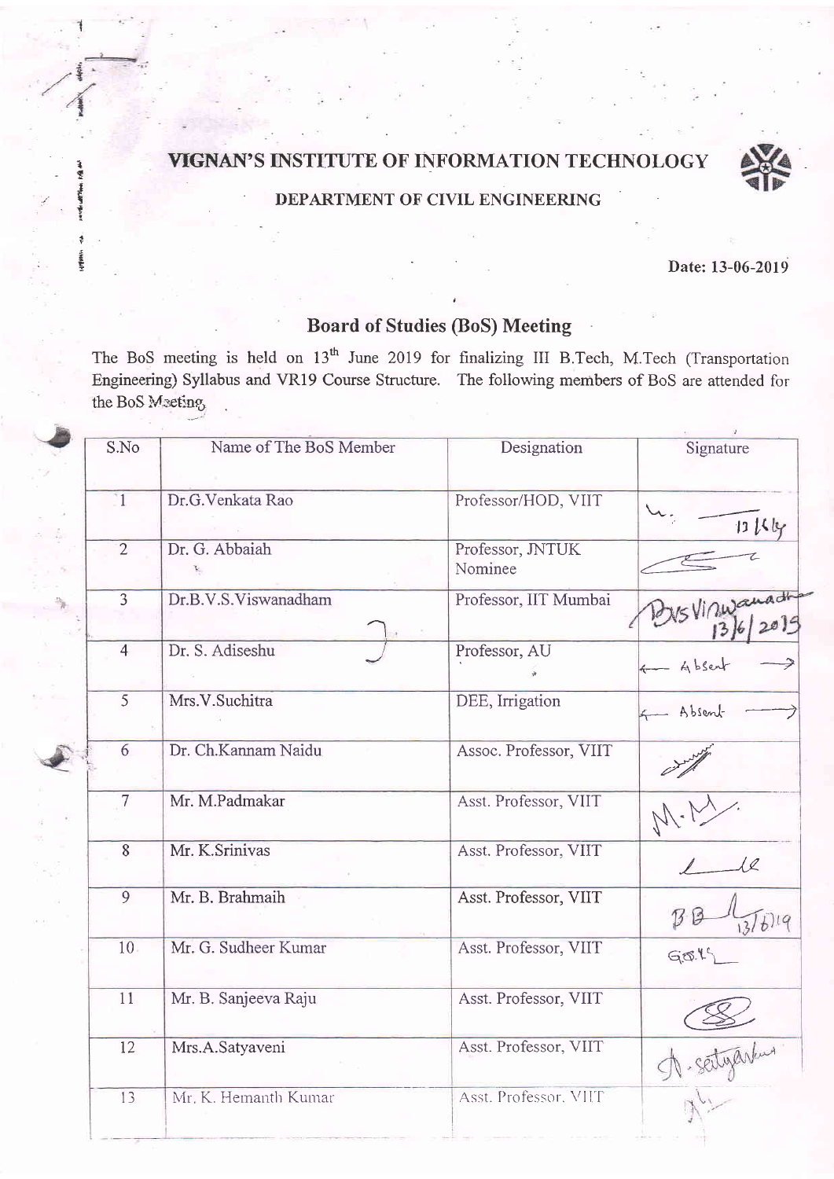# VIGNAN'S INSTITUTE OF INFORMATION TECHNOLOGY

## DEPARTMENT OF CIVIL ENGINEERING

Date: 13-06-2019

### Board of Studies (BoS) Meeting

The BoS meeting is held on 13th June 2019 for finalizing III B.Tech, M.Tech (Transportation Engineering) Syllabus and VR19 Course Structure. The following members of BoS are attended for the BoS Meeting.

| S.No | Name of The BoS Member | Designation | Signature |
|---|---|---|---|
| 1 | Dr.G.Venkata Rao | Professor/HOD, VIIT | 13/6/19 |
| 2 | Dr. G. Abbaiah | Professor, JNTUK Nominee | |
| 3 | Dr.B.V.S.Viswanadham | Professor, IIT Mumbai | BVS Viswanadham 13/6/2019 |
| 4 | Dr. S. Adiseshu | Professor, AU | ← Absent → |
| 5 | Mrs.V.Suchitra | DEE, Irrigation | ← Absent → |
| 6 | Dr. Ch.Kannam Naidu | Assoc. Professor, VIIT | |
| 7 | Mr. M.Padmakar | Asst. Professor, VIIT | M.M. |
| 8 | Mr. K.Srinivas | Asst. Professor, VIIT | |
| 9 | Mr. B. Brahmaih | Asst. Professor, VIIT | BB 13/6/19 |
| 10 | Mr. G. Sudheer Kumar | Asst. Professor, VIIT | G.S.K |
| 11 | Mr. B. Sanjeeva Raju | Asst. Professor, VIIT | |
| 12 | Mrs.A.Satyaveni | Asst. Professor, VIIT | A. Satyaveni |
| 13 | Mr. K. Hemanth Kumar | Asst. Professor, VIIT | |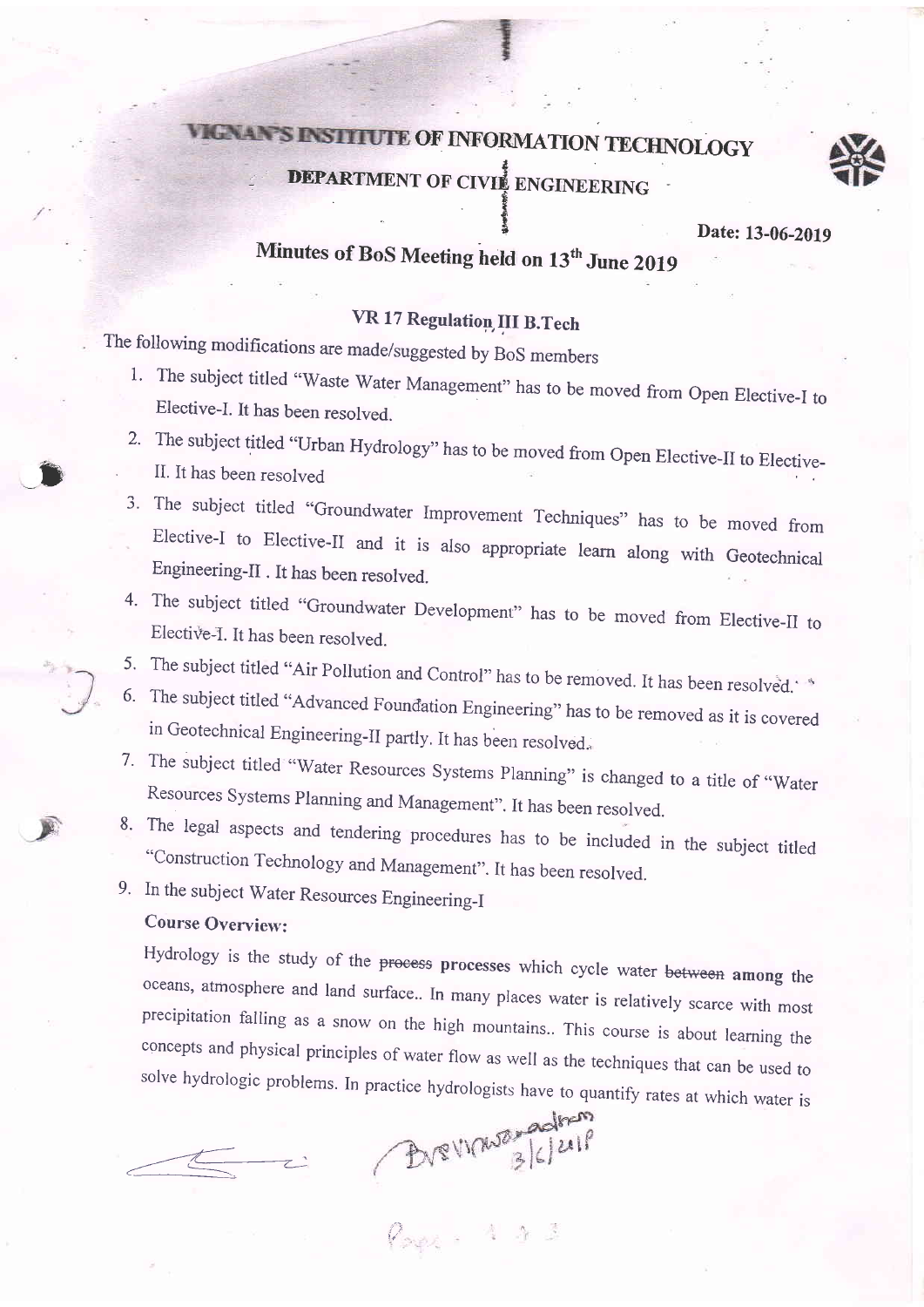# VIGNAN'S INSTITUTE OF INFORMATION TECHNOLOGY

## DEPARTMENT OF CIVIL ENGINEERING

**Date: 13-06-2019**

## Minutes of BoS Meeting held on 13th June 2019

### VR 17 Regulation III B.Tech

The following modifications are made/suggested by BoS members

1. The subject titled "Waste Water Management" has to be moved from Open Elective-I to Elective-I. It has been resolved.
2. The subject titled "Urban Hydrology" has to be moved from Open Elective-II to Elective-II. It has been resolved
3. The subject titled "Groundwater Improvement Techniques" has to be moved from Elective-I to Elective-II and it is also appropriate learn along with Geotechnical Engineering-II . It has been resolved.
4. The subject titled "Groundwater Development" has to be moved from Elective-II to Elective-I. It has been resolved.
5. The subject titled "Air Pollution and Control" has to be removed. It has been resolved.
6. The subject titled "Advanced Foundation Engineering" has to be removed as it is covered in Geotechnical Engineering-II partly. It has been resolved.
7. The subject titled "Water Resources Systems Planning" is changed to a title of "Water Resources Systems Planning and Management". It has been resolved.
8. The legal aspects and tendering procedures has to be included in the subject titled "Construction Technology and Management". It has been resolved.
9. In the subject Water Resources Engineering-I

   **Course Overview:**

   Hydrology is the study of the ~~process~~ **processes** which cycle water ~~between~~ **among** the oceans, atmosphere and land surface.. In many places water is relatively scarce with most precipitation falling as a snow on the high mountains.. This course is about learning the concepts and physical principles of water flow as well as the techniques that can be used to solve hydrologic problems. In practice hydrologists have to quantify rates at which water is

B. Srinivasarao 13/6/2019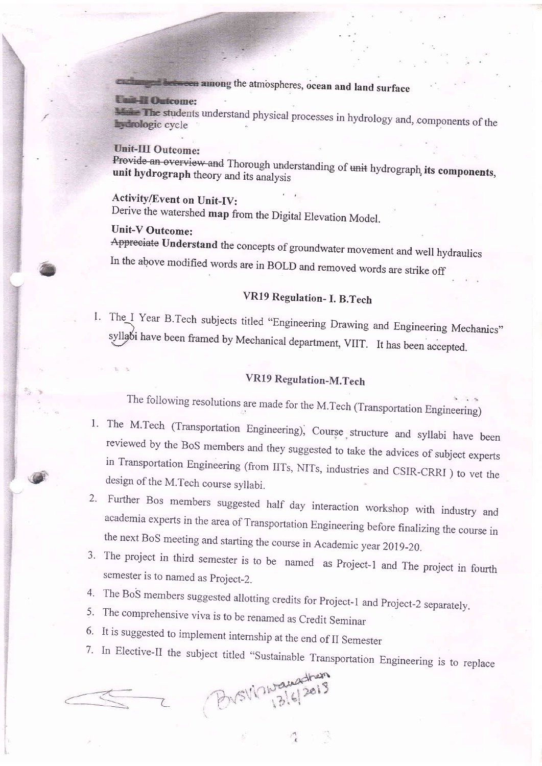~~exchanged between~~ **among** the atmospheres, **ocean and land surface**

**Unit-II Outcome:**
~~Make~~ **The** students understand physical processes in hydrology and, components of the hydrologic cycle

**Unit-III Outcome:**
~~Provide an overview and~~ Thorough understanding of ~~unit~~ hydrograph, **its components, unit hydrograph** theory and its analysis

**Activity/Event on Unit-IV:**
Derive the watershed **map** from the Digital Elevation Model.

**Unit-V Outcome:**
~~Appreciate~~ **Understand** the concepts of groundwater movement and well hydraulics

In the above modified words are in BOLD and removed words are strike off

## VR19 Regulation- I. B.Tech

1. The I Year B.Tech subjects titled "Engineering Drawing and Engineering Mechanics" syllabi have been framed by Mechanical department, VIIT. It has been accepted.

## VR19 Regulation-M.Tech

The following resolutions are made for the M.Tech (Transportation Engineering)

1. The M.Tech (Transportation Engineering), Course structure and syllabi have been reviewed by the BoS members and they suggested to take the advices of subject experts in Transportation Engineering (from IITs, NITs, industries and CSIR-CRRI ) to vet the design of the M.Tech course syllabi.
2. Further Bos members suggested half day interaction workshop with industry and academia experts in the area of Transportation Engineering before finalizing the course in the next BoS meeting and starting the course in Academic year 2019-20.
3. The project in third semester is to be named as Project-1 and The project in fourth semester is to named as Project-2.
4. The BoS members suggested allotting credits for Project-1 and Project-2 separately.
5. The comprehensive viva is to be renamed as Credit Seminar
6. It is suggested to implement internship at the end of II Semester
7. In Elective-II the subject titled "Sustainable Transportation Engineering is to replace

BVSVishnuvardhan 13/6/2019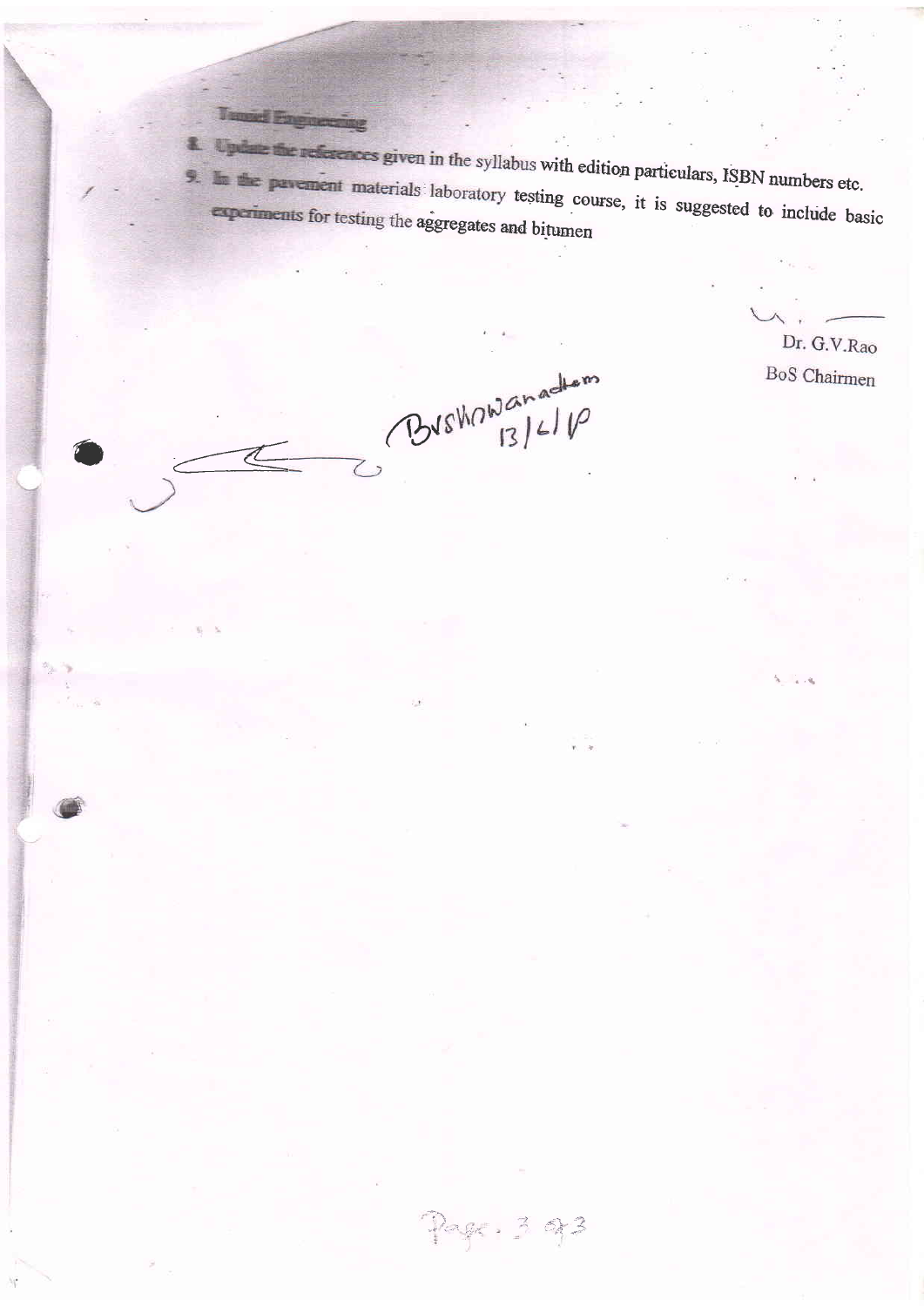Tunnel Engineering

8. Update the references given in the syllabus with edition particulars, ISBN numbers etc.
9. In the pavement materials laboratory testing course, it is suggested to include basic experiments for testing the aggregates and bitumen

Dr. G.V.Rao

BoS Chairmen

Bvshnwanadham 13/6/18